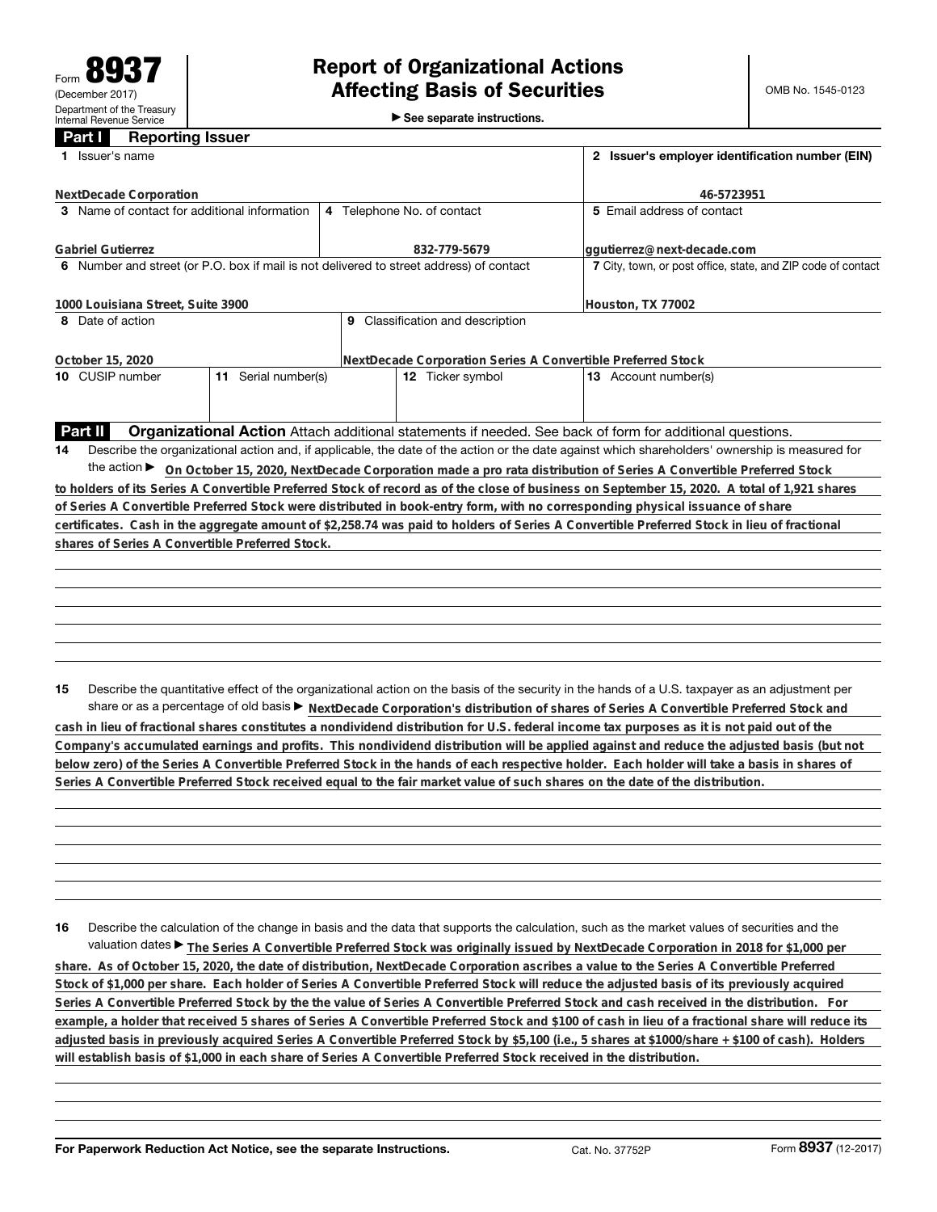Form **8937** (December 2017) Department of the Treasury Internal Revenue Service

# Report of Organizational Actions Affecting Basis of Securities

▶ See separate instructions.

OMB No. 1545-0123

## Part I Reporting Issuer

| 1 Issuer's name | | | 2 Issuer's employer identification number (EIN) |
|---|---|---|---|
| NextDecade Corporation | | | 46-5723951 |
| 3 Name of contact for additional information | 4 Telephone No. of contact | | 5 Email address of contact |
| Gabriel Gutierrez | 832-779-5679 | | ggutierrez@next-decade.com |
| 6 Number and street (or P.O. box if mail is not delivered to street address) of contact | | | 7 City, town, or post office, state, and ZIP code of contact |
| 1000 Louisiana Street, Suite 3900 | | | Houston, TX 77002 |
| 8 Date of action | 9 Classification and description | | |
| October 15, 2020 | NextDecade Corporation Series A Convertible Preferred Stock | | |
| 10 CUSIP number | 11 Serial number(s) | 12 Ticker symbol | 13 Account number(s) |
| | | | |

## Part II Organizational Action

Attach additional statements if needed. See back of form for additional questions.

**14** Describe the organizational action and, if applicable, the date of the action or the date against which shareholders' ownership is measured for the action ▶ On October 15, 2020, NextDecade Corporation made a pro rata distribution of Series A Convertible Preferred Stock to holders of its Series A Convertible Preferred Stock of record as of the close of business on September 15, 2020. A total of 1,921 shares of Series A Convertible Preferred Stock were distributed in book-entry form, with no corresponding physical issuance of share certificates. Cash in the aggregate amount of $2,258.74 was paid to holders of Series A Convertible Preferred Stock in lieu of fractional shares of Series A Convertible Preferred Stock.

**15** Describe the quantitative effect of the organizational action on the basis of the security in the hands of a U.S. taxpayer as an adjustment per share or as a percentage of old basis ▶ NextDecade Corporation's distribution of shares of Series A Convertible Preferred Stock and cash in lieu of fractional shares constitutes a nondividend distribution for U.S. federal income tax purposes as it is not paid out of the Company's accumulated earnings and profits. This nondividend distribution will be applied against and reduce the adjusted basis (but not below zero) of the Series A Convertible Preferred Stock in the hands of each respective holder. Each holder will take a basis in shares of Series A Convertible Preferred Stock received equal to the fair market value of such shares on the date of the distribution.

**16** Describe the calculation of the change in basis and the data that supports the calculation, such as the market values of securities and the valuation dates ▶ The Series A Convertible Preferred Stock was originally issued by NextDecade Corporation in 2018 for $1,000 per share. As of October 15, 2020, the date of distribution, NextDecade Corporation ascribes a value to the Series A Convertible Preferred Stock of $1,000 per share. Each holder of Series A Convertible Preferred Stock will reduce the adjusted basis of its previously acquired Series A Convertible Preferred Stock by the the value of Series A Convertible Preferred Stock and cash received in the distribution. For example, a holder that received 5 shares of Series A Convertible Preferred Stock and $100 of cash in lieu of a fractional share will reduce its adjusted basis in previously acquired Series A Convertible Preferred Stock by $5,100 (i.e., 5 shares at $1000/share + $100 of cash). Holders will establish basis of $1,000 in each share of Series A Convertible Preferred Stock received in the distribution.

For Paperwork Reduction Act Notice, see the separate Instructions. Cat. No. 37752P Form **8937** (12-2017)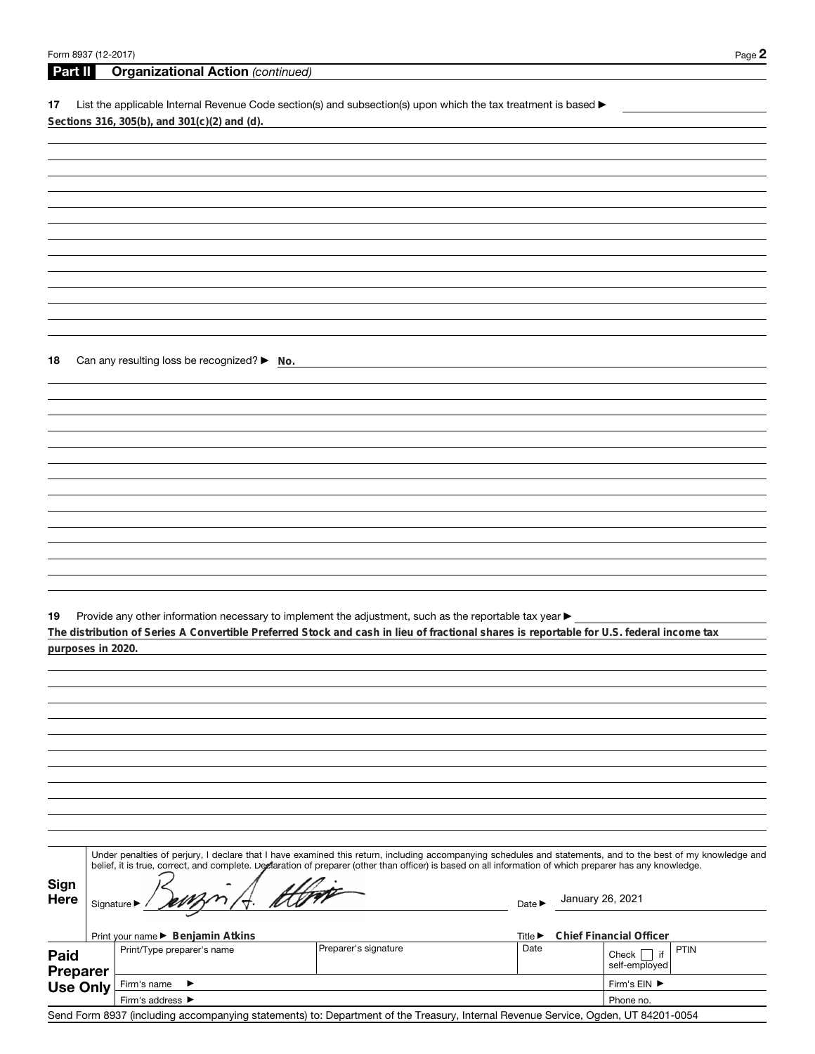## Part II Organizational Action *(continued)*

**17** List the applicable Internal Revenue Code section(s) and subsection(s) upon which the tax treatment is based ►

**Sections 316, 305(b), and 301(c)(2) and (d).**

**18** Can any resulting loss be recognized? ► **No.**

**19** Provide any other information necessary to implement the adjustment, such as the reportable tax year ►

**The distribution of Series A Convertible Preferred Stock and cash in lieu of fractional shares is reportable for U.S. federal income tax purposes in 2020.**

**Sign Here**

Under penalties of perjury, I declare that I have examined this return, including accompanying schedules and statements, and to the best of my knowledge and belief, it is true, correct, and complete. Declaration of preparer (other than officer) is based on all information of which preparer has any knowledge.

Signature ► [signature] Date ► January 26, 2021

Print your name ► **Benjamin Atkins** Title ► **Chief Financial Officer**

**Paid Preparer Use Only**

| Print/Type preparer's name | Preparer's signature | Date | Check ☐ if self-employed | PTIN |
|---|---|---|---|---|
| Firm's name ► | | | Firm's EIN ► | |
| Firm's address ► | | | Phone no. | |

Send Form 8937 (including accompanying statements) to: Department of the Treasury, Internal Revenue Service, Ogden, UT 84201-0054